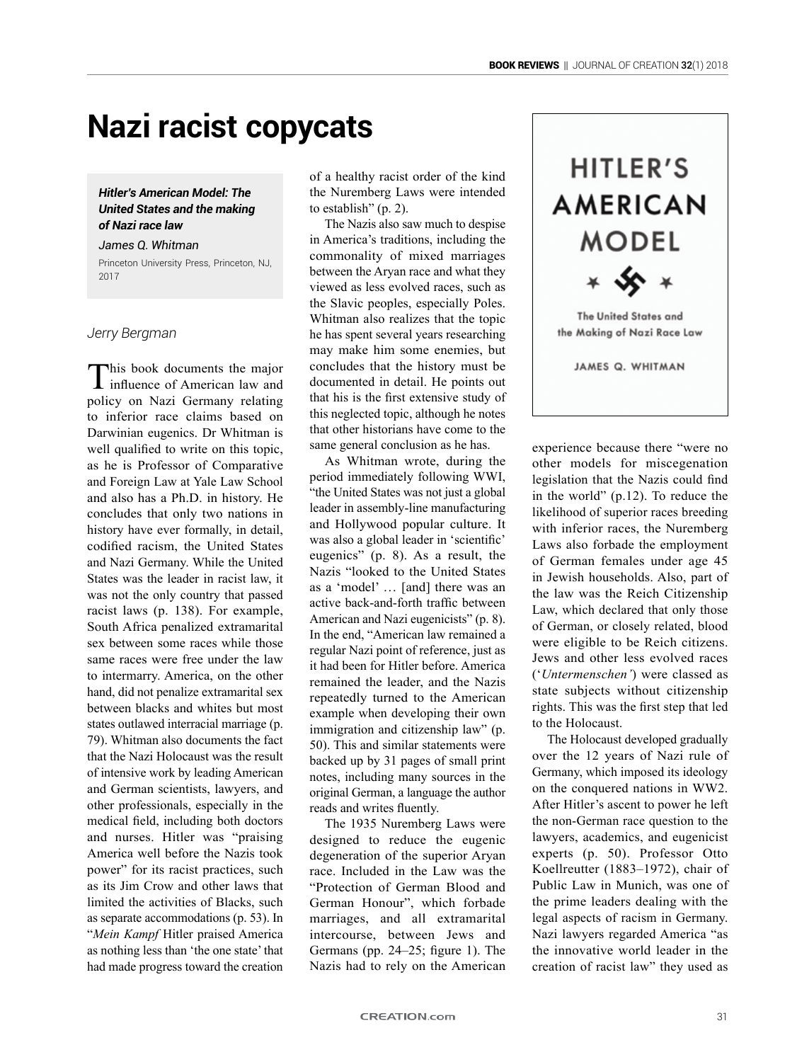# Nazi racist copycats

***Hitler's American Model: The United States and the making of Nazi race law***

*James Q. Whitman*

Princeton University Press, Princeton, NJ, 2017

*Jerry Bergman*

This book documents the major influence of American law and policy on Nazi Germany relating to inferior race claims based on Darwinian eugenics. Dr Whitman is well qualified to write on this topic, as he is Professor of Comparative and Foreign Law at Yale Law School and also has a Ph.D. in history. He concludes that only two nations in history have ever formally, in detail, codified racism, the United States and Nazi Germany. While the United States was the leader in racist law, it was not the only country that passed racist laws (p. 138). For example, South Africa penalized extramarital sex between some races while those same races were free under the law to intermarry. America, on the other hand, did not penalize extramarital sex between blacks and whites but most states outlawed interracial marriage (p. 79). Whitman also documents the fact that the Nazi Holocaust was the result of intensive work by leading American and German scientists, lawyers, and other professionals, especially in the medical field, including both doctors and nurses. Hitler was "praising America well before the Nazis took power" for its racist practices, such as its Jim Crow and other laws that limited the activities of Blacks, such as separate accommodations (p. 53). In "*Mein Kampf* Hitler praised America as nothing less than 'the one state' that had made progress toward the creation of a healthy racist order of the kind the Nuremberg Laws were intended to establish" (p. 2).

The Nazis also saw much to despise in America's traditions, including the commonality of mixed marriages between the Aryan race and what they viewed as less evolved races, such as the Slavic peoples, especially Poles. Whitman also realizes that the topic he has spent several years researching may make him some enemies, but concludes that the history must be documented in detail. He points out that his is the first extensive study of this neglected topic, although he notes that other historians have come to the same general conclusion as he has.

As Whitman wrote, during the period immediately following WWI, "the United States was not just a global leader in assembly-line manufacturing and Hollywood popular culture. It was also a global leader in 'scientific' eugenics" (p. 8). As a result, the Nazis "looked to the United States as a 'model' … [and] there was an active back-and-forth traffic between American and Nazi eugenicists" (p. 8). In the end, "American law remained a regular Nazi point of reference, just as it had been for Hitler before. America remained the leader, and the Nazis repeatedly turned to the American example when developing their own immigration and citizenship law" (p. 50). This and similar statements were backed up by 31 pages of small print notes, including many sources in the original German, a language the author reads and writes fluently.

The 1935 Nuremberg Laws were designed to reduce the eugenic degeneration of the superior Aryan race. Included in the Law was the "Protection of German Blood and German Honour", which forbade marriages, and all extramarital intercourse, between Jews and Germans (pp. 24–25; figure 1). The Nazis had to rely on the American experience because there "were no other models for miscegenation legislation that the Nazis could find in the world" (p.12). To reduce the likelihood of superior races breeding with inferior races, the Nuremberg Laws also forbade the employment of German females under age 45 in Jewish households. Also, part of the law was the Reich Citizenship Law, which declared that only those of German, or closely related, blood were eligible to be Reich citizens. Jews and other less evolved races ('*Untermenschen'*) were classed as state subjects without citizenship rights. This was the first step that led to the Holocaust.

The Holocaust developed gradually over the 12 years of Nazi rule of Germany, which imposed its ideology on the conquered nations in WW2. After Hitler's ascent to power he left the non-German race question to the lawyers, academics, and eugenicist experts (p. 50). Professor Otto Koellreutter (1883–1972), chair of Public Law in Munich, was one of the prime leaders dealing with the legal aspects of racism in Germany. Nazi lawyers regarded America "as the innovative world leader in the creation of racist law" they used as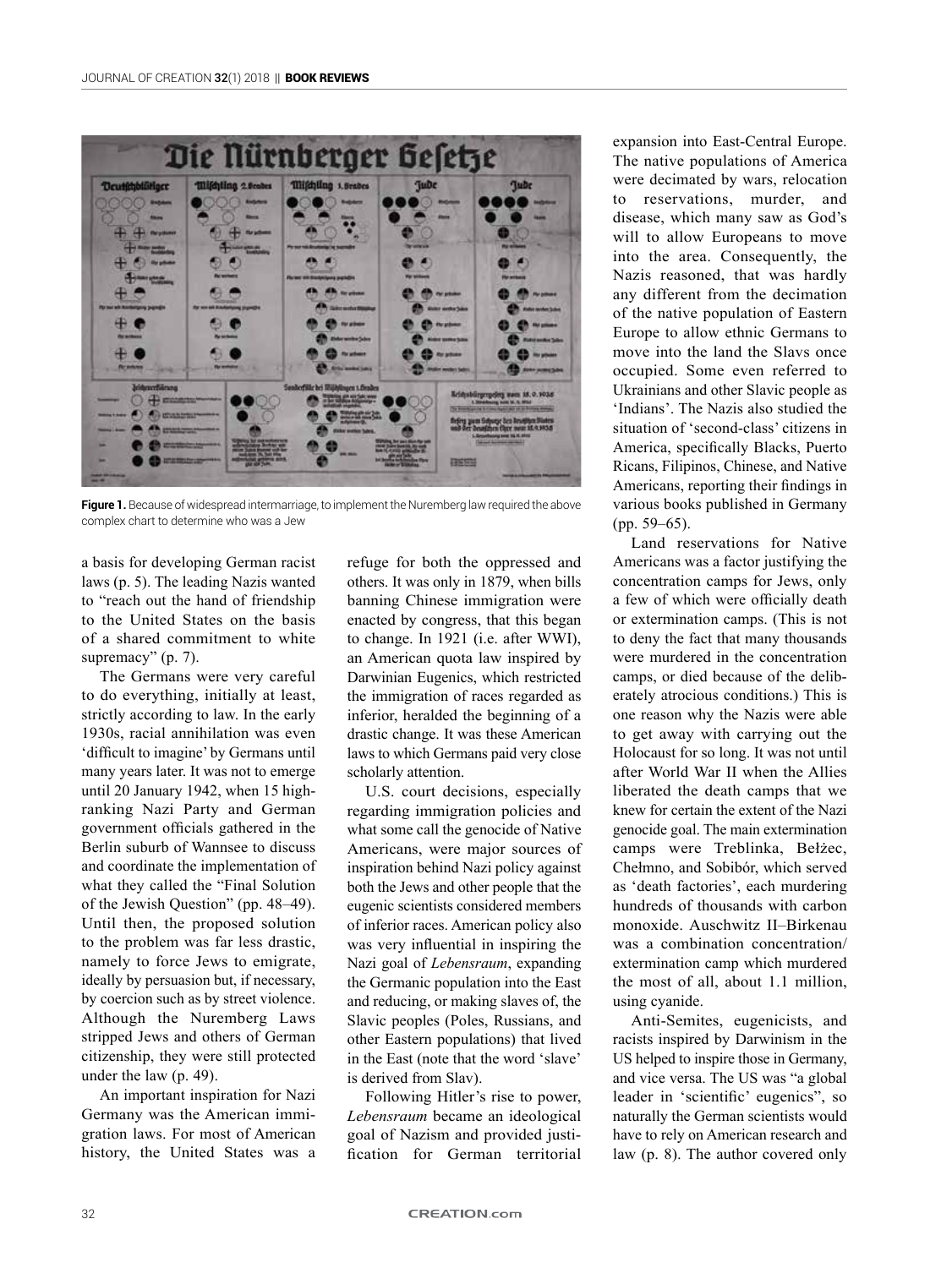Figure 1. Because of widespread intermarriage, to implement the Nuremberg law required the above complex chart to determine who was a Jew

a basis for developing German racist laws (p. 5). The leading Nazis wanted to "reach out the hand of friendship to the United States on the basis of a shared commitment to white supremacy" (p. 7).

The Germans were very careful to do everything, initially at least, strictly according to law. In the early 1930s, racial annihilation was even 'difficult to imagine' by Germans until many years later. It was not to emerge until 20 January 1942, when 15 high-ranking Nazi Party and German government officials gathered in the Berlin suburb of Wannsee to discuss and coordinate the implementation of what they called the "Final Solution of the Jewish Question" (pp. 48–49). Until then, the proposed solution to the problem was far less drastic, namely to force Jews to emigrate, ideally by persuasion but, if necessary, by coercion such as by street violence. Although the Nuremberg Laws stripped Jews and others of German citizenship, they were still protected under the law (p. 49).

An important inspiration for Nazi Germany was the American immigration laws. For most of American history, the United States was a refuge for both the oppressed and others. It was only in 1879, when bills banning Chinese immigration were enacted by congress, that this began to change. In 1921 (i.e. after WWI), an American quota law inspired by Darwinian Eugenics, which restricted the immigration of races regarded as inferior, heralded the beginning of a drastic change. It was these American laws to which Germans paid very close scholarly attention.

U.S. court decisions, especially regarding immigration policies and what some call the genocide of Native Americans, were major sources of inspiration behind Nazi policy against both the Jews and other people that the eugenic scientists considered members of inferior races. American policy also was very influential in inspiring the Nazi goal of *Lebensraum*, expanding the Germanic population into the East and reducing, or making slaves of, the Slavic peoples (Poles, Russians, and other Eastern populations) that lived in the East (note that the word 'slave' is derived from Slav).

Following Hitler's rise to power, *Lebensraum* became an ideological goal of Nazism and provided justification for German territorial expansion into East-Central Europe. The native populations of America were decimated by wars, relocation to reservations, murder, and disease, which many saw as God's will to allow Europeans to move into the area. Consequently, the Nazis reasoned, that was hardly any different from the decimation of the native population of Eastern Europe to allow ethnic Germans to move into the land the Slavs once occupied. Some even referred to Ukrainians and other Slavic people as 'Indians'. The Nazis also studied the situation of 'second-class' citizens in America, specifically Blacks, Puerto Ricans, Filipinos, Chinese, and Native Americans, reporting their findings in various books published in Germany (pp. 59–65).

Land reservations for Native Americans was a factor justifying the concentration camps for Jews, only a few of which were officially death or extermination camps. (This is not to deny the fact that many thousands were murdered in the concentration camps, or died because of the deliberately atrocious conditions.) This is one reason why the Nazis were able to get away with carrying out the Holocaust for so long. It was not until after World War II when the Allies liberated the death camps that we knew for certain the extent of the Nazi genocide goal. The main extermination camps were Treblinka, Bełżec, Chełmno, and Sobibór, which served as 'death factories', each murdering hundreds of thousands with carbon monoxide. Auschwitz II–Birkenau was a combination concentration/extermination camp which murdered the most of all, about 1.1 million, using cyanide.

Anti-Semites, eugenicists, and racists inspired by Darwinism in the US helped to inspire those in Germany, and vice versa. The US was "a global leader in 'scientific' eugenics", so naturally the German scientists would have to rely on American research and law (p. 8). The author covered only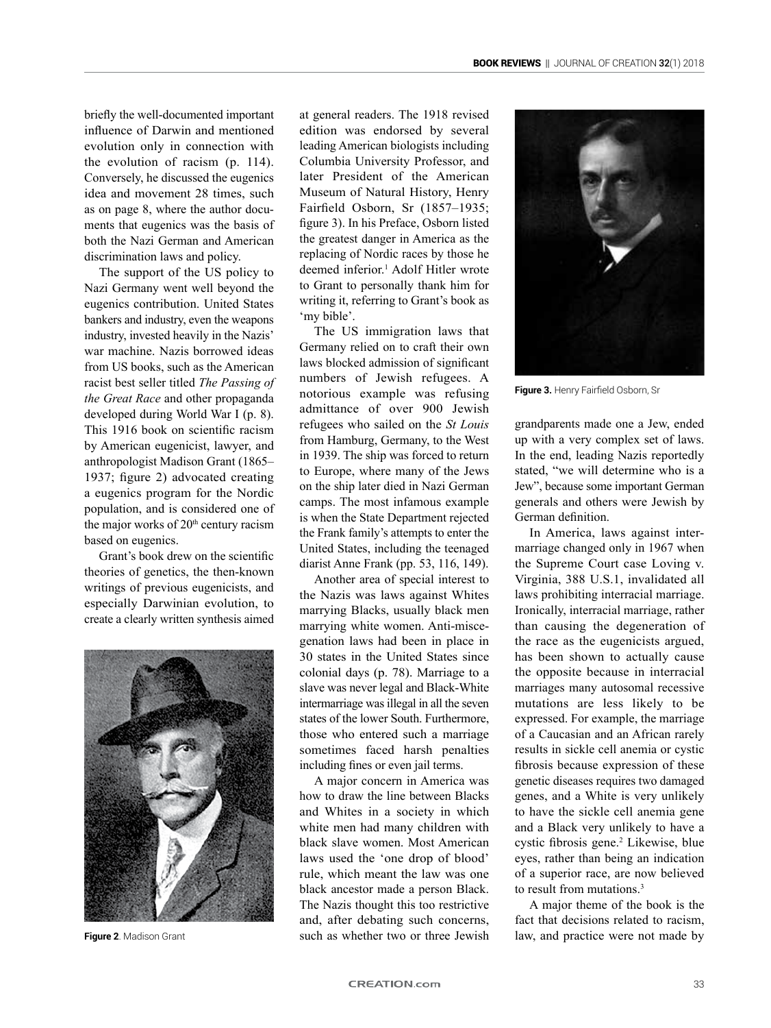briefly the well-documented important influence of Darwin and mentioned evolution only in connection with the evolution of racism (p. 114). Conversely, he discussed the eugenics idea and movement 28 times, such as on page 8, where the author documents that eugenics was the basis of both the Nazi German and American discrimination laws and policy.

The support of the US policy to Nazi Germany went well beyond the eugenics contribution. United States bankers and industry, even the weapons industry, invested heavily in the Nazis' war machine. Nazis borrowed ideas from US books, such as the American racist best seller titled *The Passing of the Great Race* and other propaganda developed during World War I (p. 8). This 1916 book on scientific racism by American eugenicist, lawyer, and anthropologist Madison Grant (1865–1937; figure 2) advocated creating a eugenics program for the Nordic population, and is considered one of the major works of 20th century racism based on eugenics.

Grant's book drew on the scientific theories of genetics, the then-known writings of previous eugenicists, and especially Darwinian evolution, to create a clearly written synthesis aimed at general readers. The 1918 revised edition was endorsed by several leading American biologists including Columbia University Professor, and later President of the American Museum of Natural History, Henry Fairfield Osborn, Sr (1857–1935; figure 3). In his Preface, Osborn listed the greatest danger in America as the replacing of Nordic races by those he deemed inferior.[1] Adolf Hitler wrote to Grant to personally thank him for writing it, referring to Grant's book as 'my bible'.

**Figure 2**. Madison Grant

The US immigration laws that Germany relied on to craft their own laws blocked admission of significant numbers of Jewish refugees. A notorious example was refusing admittance of over 900 Jewish refugees who sailed on the *St Louis* from Hamburg, Germany, to the West in 1939. The ship was forced to return to Europe, where many of the Jews on the ship later died in Nazi German camps. The most infamous example is when the State Department rejected the Frank family's attempts to enter the United States, including the teenaged diarist Anne Frank (pp. 53, 116, 149).

Another area of special interest to the Nazis was laws against Whites marrying Blacks, usually black men marrying white women. Anti-miscegenation laws had been in place in 30 states in the United States since colonial days (p. 78). Marriage to a slave was never legal and Black-White intermarriage was illegal in all the seven states of the lower South. Furthermore, those who entered such a marriage sometimes faced harsh penalties including fines or even jail terms.

A major concern in America was how to draw the line between Blacks and Whites in a society in which white men had many children with black slave women. Most American laws used the 'one drop of blood' rule, which meant the law was one black ancestor made a person Black. The Nazis thought this too restrictive and, after debating such concerns, such as whether two or three Jewish grandparents made one a Jew, ended up with a very complex set of laws. In the end, leading Nazis reportedly stated, "we will determine who is a Jew", because some important German generals and others were Jewish by German definition.

**Figure 3.** Henry Fairfield Osborn, Sr

In America, laws against intermarriage changed only in 1967 when the Supreme Court case Loving v. Virginia, 388 U.S.1, invalidated all laws prohibiting interracial marriage. Ironically, interracial marriage, rather than causing the degeneration of the race as the eugenicists argued, has been shown to actually cause the opposite because in interracial marriages many autosomal recessive mutations are less likely to be expressed. For example, the marriage of a Caucasian and an African rarely results in sickle cell anemia or cystic fibrosis because expression of these genetic diseases requires two damaged genes, and a White is very unlikely to have the sickle cell anemia gene and a Black very unlikely to have a cystic fibrosis gene.[2] Likewise, blue eyes, rather than being an indication of a superior race, are now believed to result from mutations.[3]

A major theme of the book is the fact that decisions related to racism, law, and practice were not made by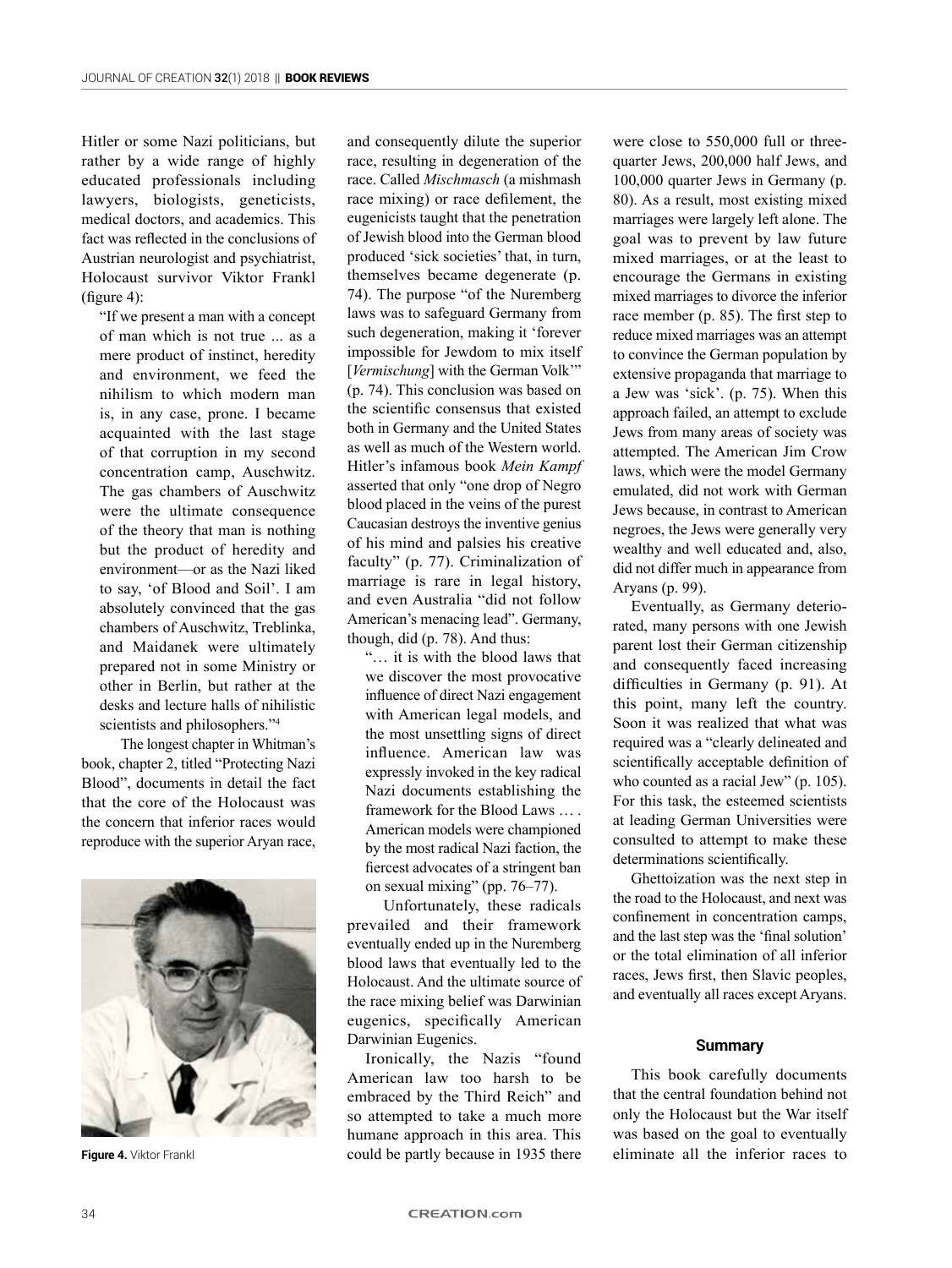Hitler or some Nazi politicians, but rather by a wide range of highly educated professionals including lawyers, biologists, geneticists, medical doctors, and academics. This fact was reflected in the conclusions of Austrian neurologist and psychiatrist, Holocaust survivor Viktor Frankl (figure 4):

> "If we present a man with a concept of man which is not true ... as a mere product of instinct, heredity and environment, we feed the nihilism to which modern man is, in any case, prone. I became acquainted with the last stage of that corruption in my second concentration camp, Auschwitz. The gas chambers of Auschwitz were the ultimate consequence of the theory that man is nothing but the product of heredity and environment—or as the Nazi liked to say, 'of Blood and Soil'. I am absolutely convinced that the gas chambers of Auschwitz, Treblinka, and Maidanek were ultimately prepared not in some Ministry or other in Berlin, but rather at the desks and lecture halls of nihilistic scientists and philosophers."[4]

The longest chapter in Whitman's book, chapter 2, titled "Protecting Nazi Blood", documents in detail the fact that the core of the Holocaust was the concern that inferior races would reproduce with the superior Aryan race, and consequently dilute the superior race, resulting in degeneration of the race. Called *Mischmasch* (a mishmash race mixing) or race defilement, the eugenicists taught that the penetration of Jewish blood into the German blood produced 'sick societies' that, in turn, themselves became degenerate (p. 74). The purpose "of the Nuremberg laws was to safeguard Germany from such degeneration, making it 'forever impossible for Jewdom to mix itself [*Vermischung*] with the German Volk'" (p. 74). This conclusion was based on the scientific consensus that existed both in Germany and the United States as well as much of the Western world. Hitler's infamous book *Mein Kampf* asserted that only "one drop of Negro blood placed in the veins of the purest Caucasian destroys the inventive genius of his mind and palsies his creative faculty" (p. 77). Criminalization of marriage is rare in legal history, and even Australia "did not follow American's menacing lead". Germany, though, did (p. 78). And thus:

> "… it is with the blood laws that we discover the most provocative influence of direct Nazi engagement with American legal models, and the most unsettling signs of direct influence. American law was expressly invoked in the key radical Nazi documents establishing the framework for the Blood Laws … . American models were championed by the most radical Nazi faction, the fiercest advocates of a stringent ban on sexual mixing" (pp. 76–77).

Unfortunately, these radicals prevailed and their framework eventually ended up in the Nuremberg blood laws that eventually led to the Holocaust. And the ultimate source of the race mixing belief was Darwinian eugenics, specifically American Darwinian Eugenics.

Ironically, the Nazis "found American law too harsh to be embraced by the Third Reich" and so attempted to take a much more humane approach in this area. This could be partly because in 1935 there were close to 550,000 full or three-quarter Jews, 200,000 half Jews, and 100,000 quarter Jews in Germany (p. 80). As a result, most existing mixed marriages were largely left alone. The goal was to prevent by law future mixed marriages, or at the least to encourage the Germans in existing mixed marriages to divorce the inferior race member (p. 85). The first step to reduce mixed marriages was an attempt to convince the German population by extensive propaganda that marriage to a Jew was 'sick'. (p. 75). When this approach failed, an attempt to exclude Jews from many areas of society was attempted. The American Jim Crow laws, which were the model Germany emulated, did not work with German Jews because, in contrast to American negroes, the Jews were generally very wealthy and well educated and, also, did not differ much in appearance from Aryans (p. 99).

Eventually, as Germany deteriorated, many persons with one Jewish parent lost their German citizenship and consequently faced increasing difficulties in Germany (p. 91). At this point, many left the country. Soon it was realized that what was required was a "clearly delineated and scientifically acceptable definition of who counted as a racial Jew" (p. 105). For this task, the esteemed scientists at leading German Universities were consulted to attempt to make these determinations scientifically.

Ghettoization was the next step in the road to the Holocaust, and next was confinement in concentration camps, and the last step was the 'final solution' or the total elimination of all inferior races, Jews first, then Slavic peoples, and eventually all races except Aryans.

Figure 4. Viktor Frankl

### Summary

This book carefully documents that the central foundation behind not only the Holocaust but the War itself was based on the goal to eventually eliminate all the inferior races to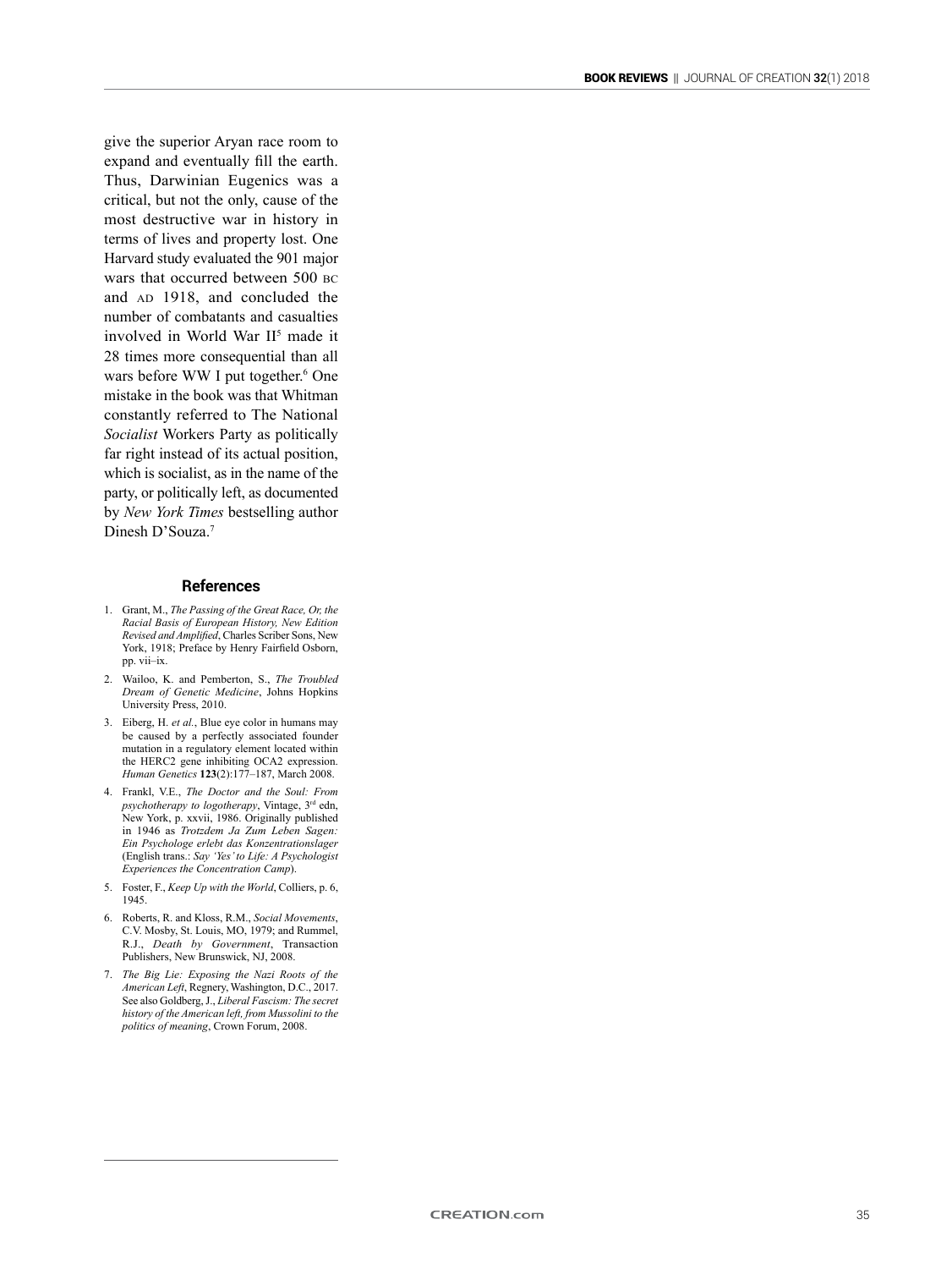give the superior Aryan race room to expand and eventually fill the earth. Thus, Darwinian Eugenics was a critical, but not the only, cause of the most destructive war in history in terms of lives and property lost. One Harvard study evaluated the 901 major wars that occurred between 500 BC and AD 1918, and concluded the number of combatants and casualties involved in World War II[5] made it 28 times more consequential than all wars before WW I put together.[6] One mistake in the book was that Whitman constantly referred to The National *Socialist* Workers Party as politically far right instead of its actual position, which is socialist, as in the name of the party, or politically left, as documented by *New York Times* bestselling author Dinesh D'Souza.[7]

## References

1. Grant, M., *The Passing of the Great Race, Or, the Racial Basis of European History, New Edition Revised and Amplified*, Charles Scriber Sons, New York, 1918; Preface by Henry Fairfield Osborn, pp. vii–ix.
2. Wailoo, K. and Pemberton, S., *The Troubled Dream of Genetic Medicine*, Johns Hopkins University Press, 2010.
3. Eiberg, H. *et al.*, Blue eye color in humans may be caused by a perfectly associated founder mutation in a regulatory element located within the HERC2 gene inhibiting OCA2 expression. *Human Genetics* **123**(2):177–187, March 2008.
4. Frankl, V.E., *The Doctor and the Soul: From psychotherapy to logotherapy*, Vintage, 3rd edn, New York, p. xxvii, 1986. Originally published in 1946 as *Trotzdem Ja Zum Leben Sagen: Ein Psychologe erlebt das Konzentrationslager* (English trans.: *Say 'Yes' to Life: A Psychologist Experiences the Concentration Camp*).
5. Foster, F., *Keep Up with the World*, Colliers, p. 6, 1945.
6. Roberts, R. and Kloss, R.M., *Social Movements*, C.V. Mosby, St. Louis, MO, 1979; and Rummel, R.J., *Death by Government*, Transaction Publishers, New Brunswick, NJ, 2008.
7. *The Big Lie: Exposing the Nazi Roots of the American Left*, Regnery, Washington, D.C., 2017. See also Goldberg, J., *Liberal Fascism: The secret history of the American left, from Mussolini to the politics of meaning*, Crown Forum, 2008.